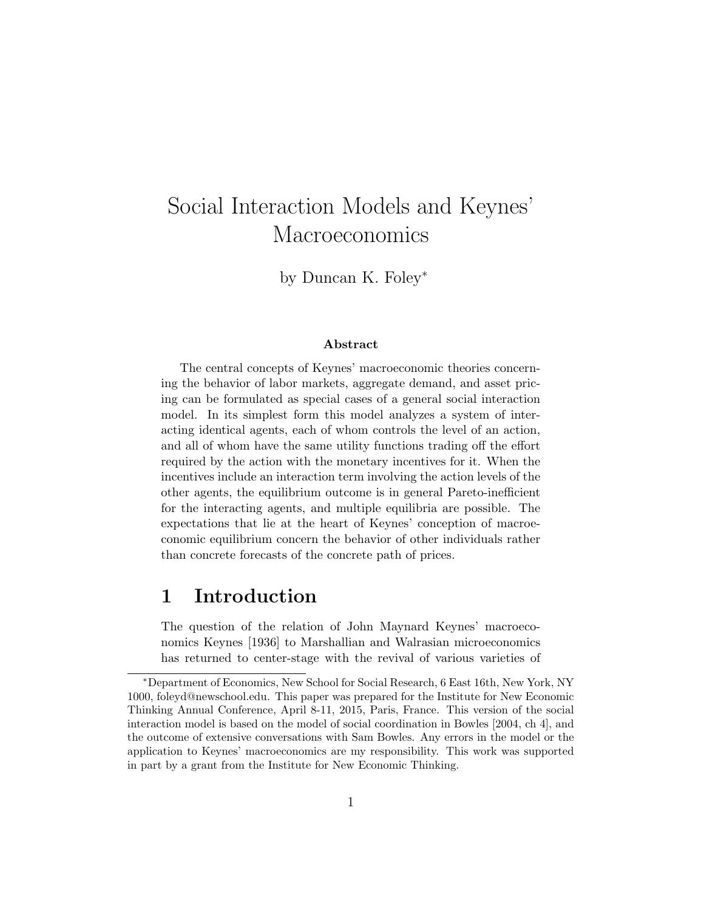# Social Interaction Models and Keynes' Macroeconomics

by Duncan K. Foley*

### Abstract

The central concepts of Keynes' macroeconomic theories concerning the behavior of labor markets, aggregate demand, and asset pricing can be formulated as special cases of a general social interaction model. In its simplest form this model analyzes a system of interacting identical agents, each of whom controls the level of an action, and all of whom have the same utility functions trading off the effort required by the action with the monetary incentives for it. When the incentives include an interaction term involving the action levels of the other agents, the equilibrium outcome is in general Pareto-inefficient for the interacting agents, and multiple equilibria are possible. The expectations that lie at the heart of Keynes' conception of macroeconomic equilibrium concern the behavior of other individuals rather than concrete forecasts of the concrete path of prices.

## 1 Introduction

The question of the relation of John Maynard Keynes' macroeconomics Keynes [1936] to Marshallian and Walrasian microeconomics has returned to center-stage with the revival of various varieties of

---

*Department of Economics, New School for Social Research, 6 East 16th, New York, NY 1000, foleyd@newschool.edu. This paper was prepared for the Institute for New Economic Thinking Annual Conference, April 8-11, 2015, Paris, France. This version of the social interaction model is based on the model of social coordination in Bowles [2004, ch 4], and the outcome of extensive conversations with Sam Bowles. Any errors in the model or the application to Keynes' macroeconomics are my responsibility. This work was supported in part by a grant from the Institute for New Economic Thinking.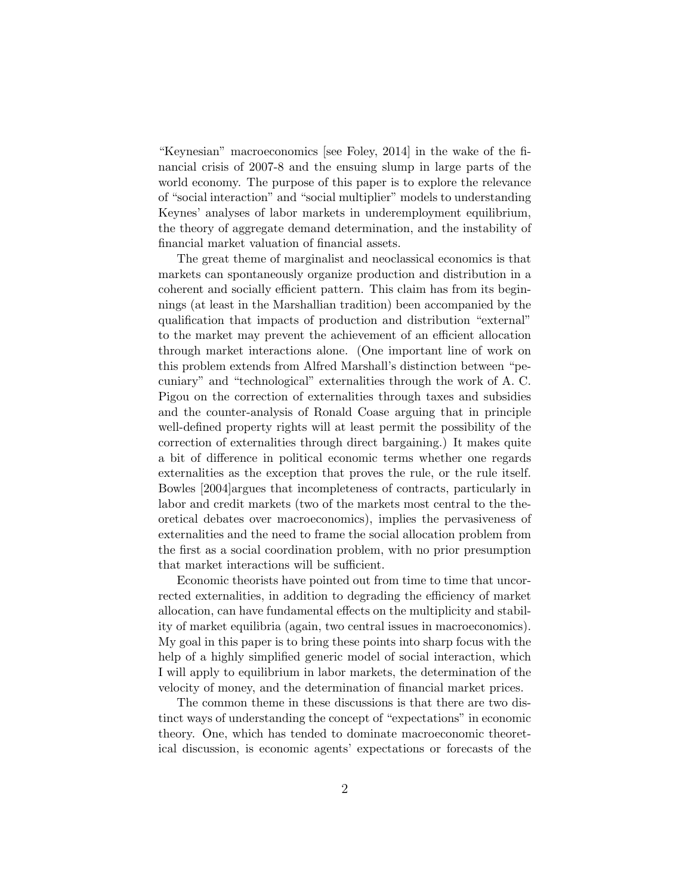"Keynesian" macroeconomics [see Foley, 2014] in the wake of the financial crisis of 2007-8 and the ensuing slump in large parts of the world economy. The purpose of this paper is to explore the relevance of "social interaction" and "social multiplier" models to understanding Keynes' analyses of labor markets in underemployment equilibrium, the theory of aggregate demand determination, and the instability of financial market valuation of financial assets.

The great theme of marginalist and neoclassical economics is that markets can spontaneously organize production and distribution in a coherent and socially efficient pattern. This claim has from its beginnings (at least in the Marshallian tradition) been accompanied by the qualification that impacts of production and distribution "external" to the market may prevent the achievement of an efficient allocation through market interactions alone. (One important line of work on this problem extends from Alfred Marshall's distinction between "pecuniary" and "technological" externalities through the work of A. C. Pigou on the correction of externalities through taxes and subsidies and the counter-analysis of Ronald Coase arguing that in principle well-defined property rights will at least permit the possibility of the correction of externalities through direct bargaining.) It makes quite a bit of difference in political economic terms whether one regards externalities as the exception that proves the rule, or the rule itself. Bowles [2004]argues that incompleteness of contracts, particularly in labor and credit markets (two of the markets most central to the theoretical debates over macroeconomics), implies the pervasiveness of externalities and the need to frame the social allocation problem from the first as a social coordination problem, with no prior presumption that market interactions will be sufficient.

Economic theorists have pointed out from time to time that uncorrected externalities, in addition to degrading the efficiency of market allocation, can have fundamental effects on the multiplicity and stability of market equilibria (again, two central issues in macroeconomics). My goal in this paper is to bring these points into sharp focus with the help of a highly simplified generic model of social interaction, which I will apply to equilibrium in labor markets, the determination of the velocity of money, and the determination of financial market prices.

The common theme in these discussions is that there are two distinct ways of understanding the concept of "expectations" in economic theory. One, which has tended to dominate macroeconomic theoretical discussion, is economic agents' expectations or forecasts of the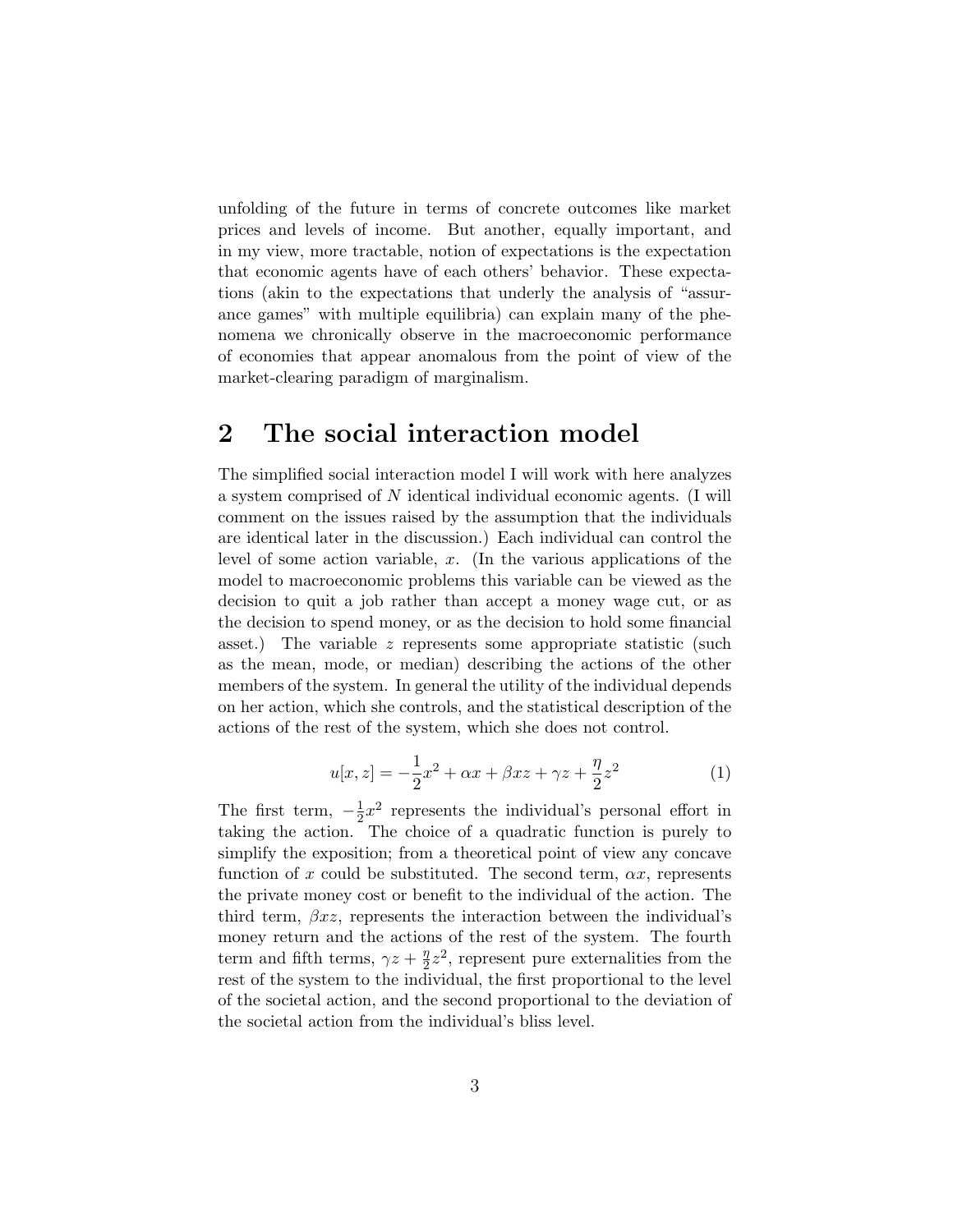unfolding of the future in terms of concrete outcomes like market prices and levels of income. But another, equally important, and in my view, more tractable, notion of expectations is the expectation that economic agents have of each others' behavior. These expectations (akin to the expectations that underly the analysis of "assurance games" with multiple equilibria) can explain many of the phenomena we chronically observe in the macroeconomic performance of economies that appear anomalous from the point of view of the market-clearing paradigm of marginalism.

## 2 The social interaction model

The simplified social interaction model I will work with here analyzes a system comprised of $N$ identical individual economic agents. (I will comment on the issues raised by the assumption that the individuals are identical later in the discussion.) Each individual can control the level of some action variable, $x$. (In the various applications of the model to macroeconomic problems this variable can be viewed as the decision to quit a job rather than accept a money wage cut, or as the decision to spend money, or as the decision to hold some financial asset.) The variable $z$ represents some appropriate statistic (such as the mean, mode, or median) describing the actions of the other members of the system. In general the utility of the individual depends on her action, which she controls, and the statistical description of the actions of the rest of the system, which she does not control.

$$u[x, z] = -\frac{1}{2}x^2 + \alpha x + \beta xz + \gamma z + \frac{\eta}{2}z^2 \tag{1}$$

The first term, $-\frac{1}{2}x^2$ represents the individual's personal effort in taking the action. The choice of a quadratic function is purely to simplify the exposition; from a theoretical point of view any concave function of $x$ could be substituted. The second term, $\alpha x$, represents the private money cost or benefit to the individual of the action. The third term, $\beta xz$, represents the interaction between the individual's money return and the actions of the rest of the system. The fourth term and fifth terms, $\gamma z + \frac{\eta}{2}z^2$, represent pure externalities from the rest of the system to the individual, the first proportional to the level of the societal action, and the second proportional to the deviation of the societal action from the individual's bliss level.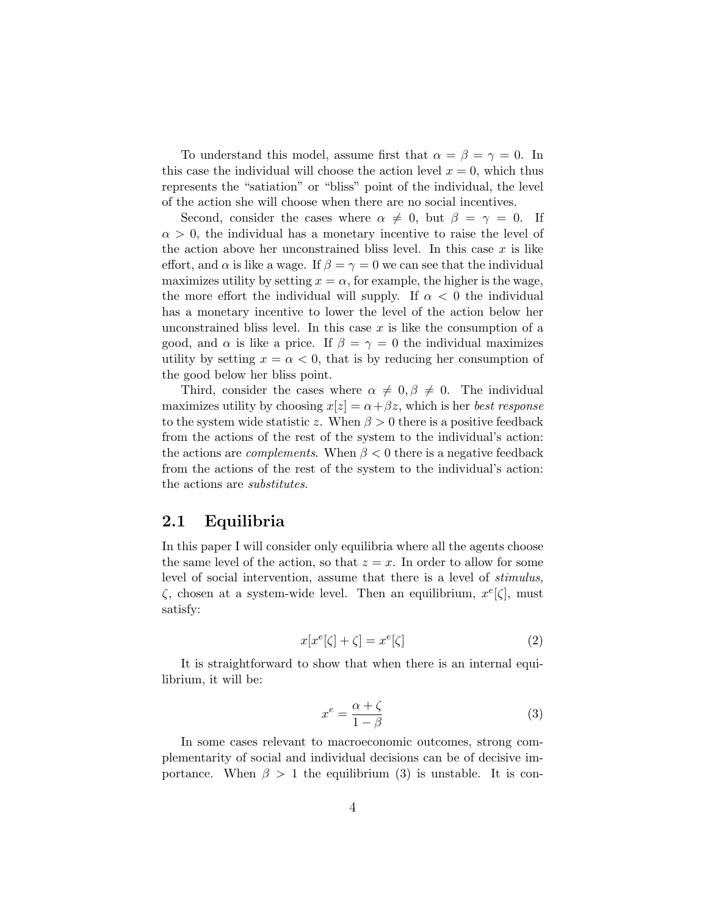To understand this model, assume first that $\alpha = \beta = \gamma = 0$. In this case the individual will choose the action level $x = 0$, which thus represents the "satiation" or "bliss" point of the individual, the level of the action she will choose when there are no social incentives.

Second, consider the cases where $\alpha \neq 0$, but $\beta = \gamma = 0$. If $\alpha > 0$, the individual has a monetary incentive to raise the level of the action above her unconstrained bliss level. In this case $x$ is like effort, and $\alpha$ is like a wage. If $\beta = \gamma = 0$ we can see that the individual maximizes utility by setting $x = \alpha$, for example, the higher is the wage, the more effort the individual will supply. If $\alpha < 0$ the individual has a monetary incentive to lower the level of the action below her unconstrained bliss level. In this case $x$ is like the consumption of a good, and $\alpha$ is like a price. If $\beta = \gamma = 0$ the individual maximizes utility by setting $x = \alpha < 0$, that is by reducing her consumption of the good below her bliss point.

Third, consider the cases where $\alpha \neq 0, \beta \neq 0$. The individual maximizes utility by choosing $x[z] = \alpha + \beta z$, which is her *best response* to the system wide statistic $z$. When $\beta > 0$ there is a positive feedback from the actions of the rest of the system to the individual's action: the actions are *complements*. When $\beta < 0$ there is a negative feedback from the actions of the rest of the system to the individual's action: the actions are *substitutes*.

## 2.1 Equilibria

In this paper I will consider only equilibria where all the agents choose the same level of the action, so that $z = x$. In order to allow for some level of social intervention, assume that there is a level of *stimulus*, $\zeta$, chosen at a system-wide level. Then an equilibrium, $x^e[\zeta]$, must satisfy:

$$x[x^e[\zeta] + \zeta] = x^e[\zeta] \tag{2}$$

It is straightforward to show that when there is an internal equilibrium, it will be:

$$x^e = \frac{\alpha + \zeta}{1 - \beta} \tag{3}$$

In some cases relevant to macroeconomic outcomes, strong complementarity of social and individual decisions can be of decisive importance. When $\beta > 1$ the equilibrium (3) is unstable. It is con-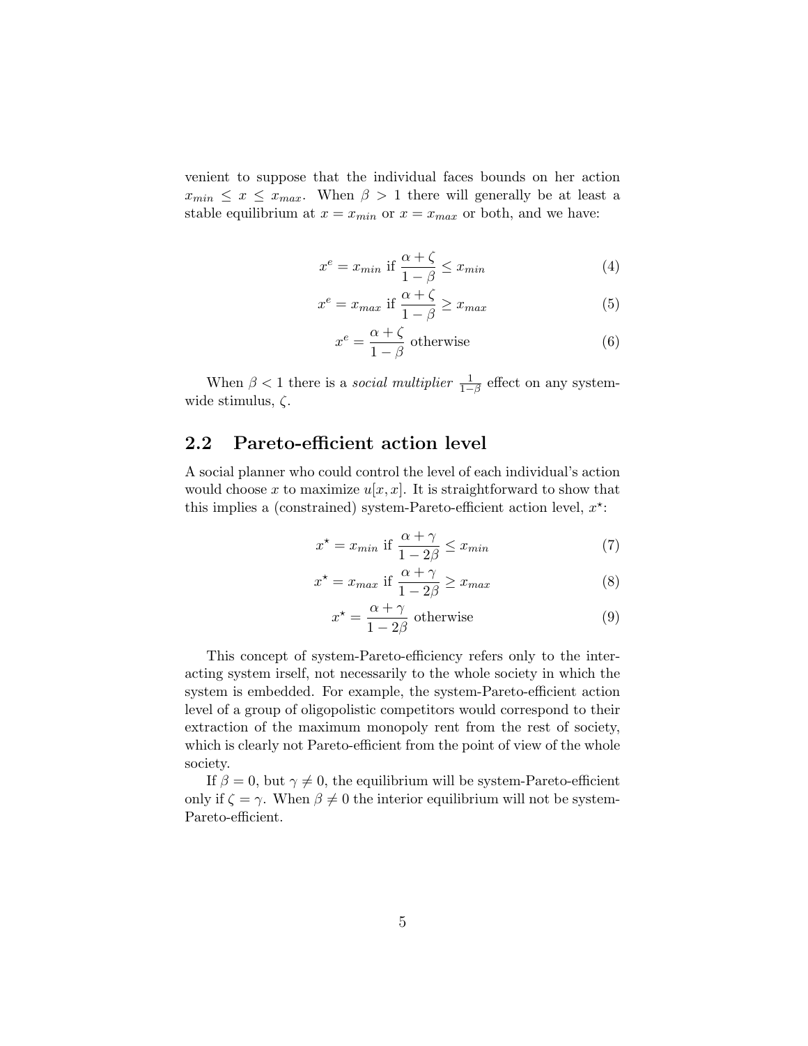venient to suppose that the individual faces bounds on her action $x_{min} \leq x \leq x_{max}$. When $\beta > 1$ there will generally be at least a stable equilibrium at $x = x_{min}$ or $x = x_{max}$ or both, and we have:

$$x^e = x_{min} \text{ if } \frac{\alpha + \zeta}{1 - \beta} \leq x_{min} \tag{4}$$

$$x^e = x_{max} \text{ if } \frac{\alpha + \zeta}{1 - \beta} \geq x_{max} \tag{5}$$

$$x^e = \frac{\alpha + \zeta}{1 - \beta} \text{ otherwise} \tag{6}$$

When $\beta < 1$ there is a *social multiplier* $\frac{1}{1-\beta}$ effect on any system-wide stimulus, $\zeta$.

## 2.2 Pareto-efficient action level

A social planner who could control the level of each individual's action would choose $x$ to maximize $u[x, x]$. It is straightforward to show that this implies a (constrained) system-Pareto-efficient action level, $x^\star$:

$$x^\star = x_{min} \text{ if } \frac{\alpha + \gamma}{1 - 2\beta} \leq x_{min} \tag{7}$$

$$x^\star = x_{max} \text{ if } \frac{\alpha + \gamma}{1 - 2\beta} \geq x_{max} \tag{8}$$

$$x^\star = \frac{\alpha + \gamma}{1 - 2\beta} \text{ otherwise} \tag{9}$$

This concept of system-Pareto-efficiency refers only to the interacting system irself, not necessarily to the whole society in which the system is embedded. For example, the system-Pareto-efficient action level of a group of oligopolistic competitors would correspond to their extraction of the maximum monopoly rent from the rest of society, which is clearly not Pareto-efficient from the point of view of the whole society.

If $\beta = 0$, but $\gamma \neq 0$, the equilibrium will be system-Pareto-efficient only if $\zeta = \gamma$. When $\beta \neq 0$ the interior equilibrium will not be system-Pareto-efficient.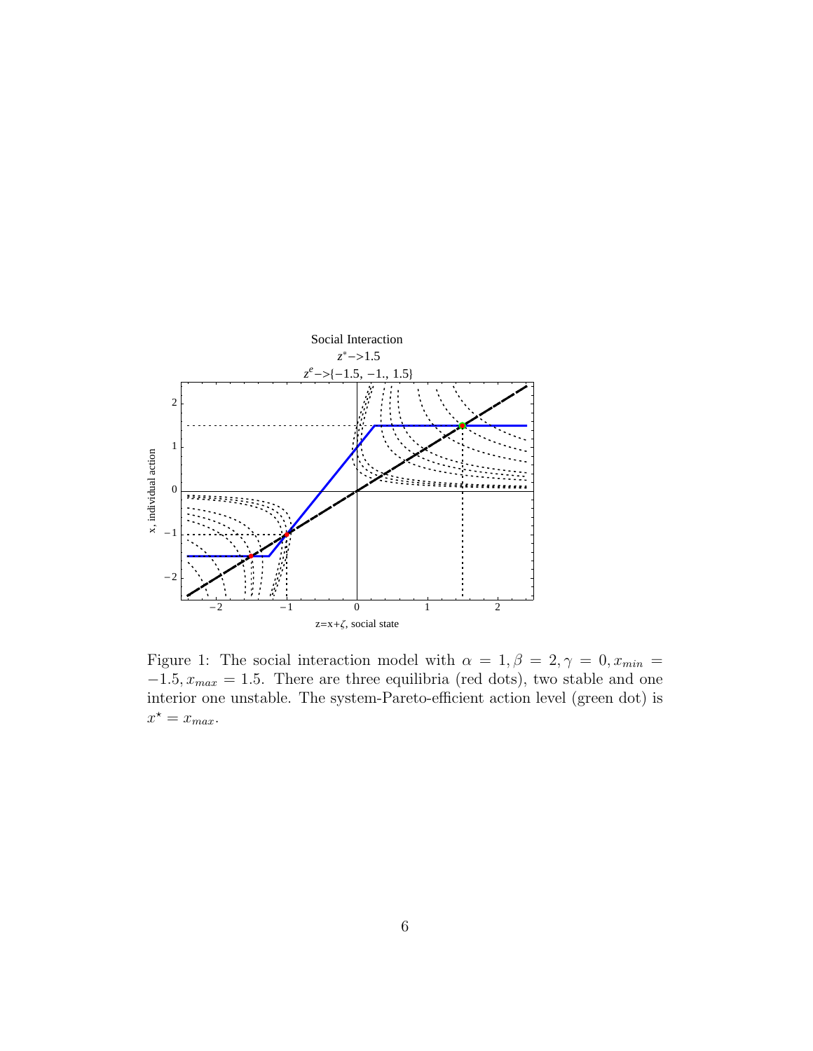Figure 1: The social interaction model with $\alpha = 1, \beta = 2, \gamma = 0, x_{min} = -1.5, x_{max} = 1.5$. There are three equilibria (red dots), two stable and one interior one unstable. The system-Pareto-efficient action level (green dot) is $x^{\star} = x_{max}$.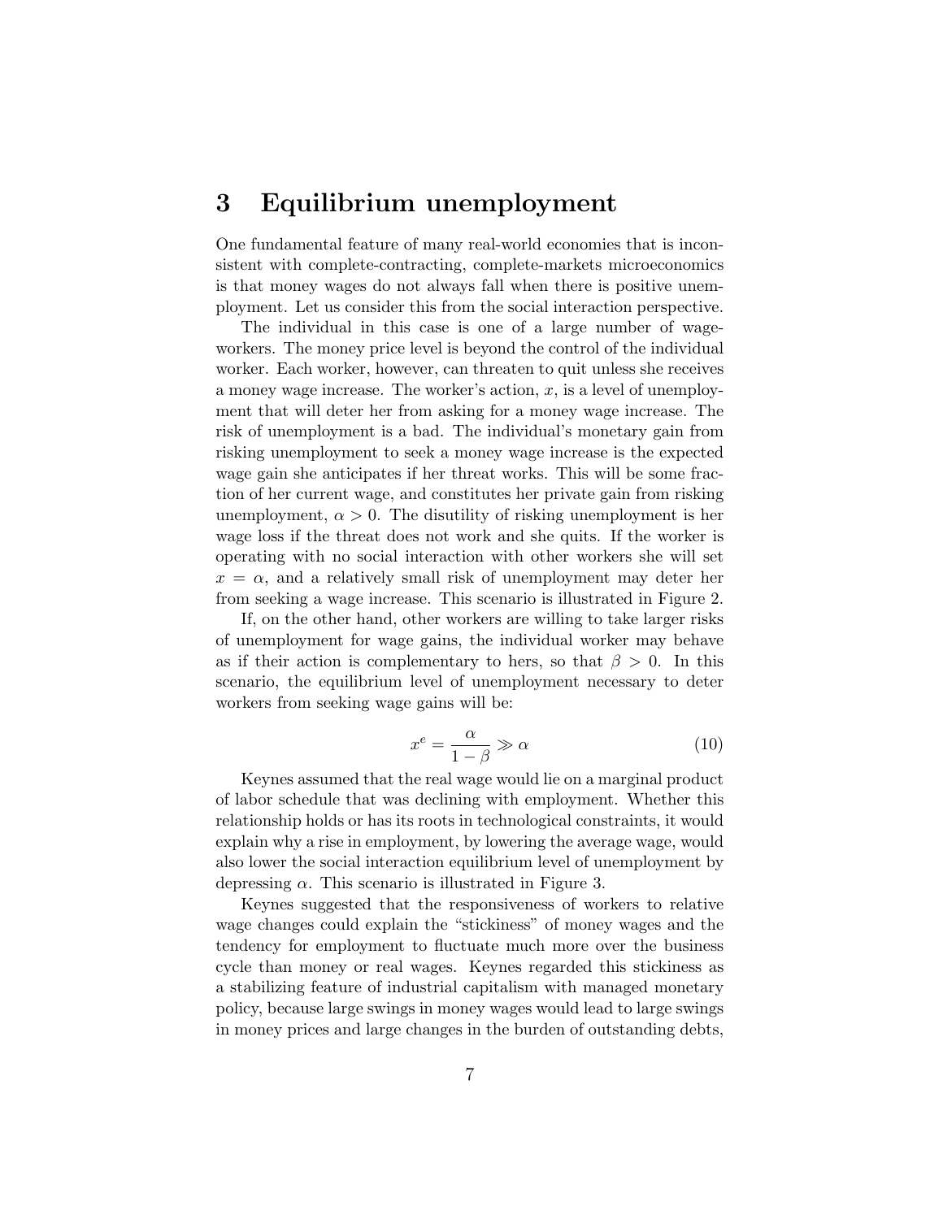# 3 Equilibrium unemployment

One fundamental feature of many real-world economies that is inconsistent with complete-contracting, complete-markets microeconomics is that money wages do not always fall when there is positive unemployment. Let us consider this from the social interaction perspective.

The individual in this case is one of a large number of wage-workers. The money price level is beyond the control of the individual worker. Each worker, however, can threaten to quit unless she receives a money wage increase. The worker's action, $x$, is a level of unemployment that will deter her from asking for a money wage increase. The risk of unemployment is a bad. The individual's monetary gain from risking unemployment to seek a money wage increase is the expected wage gain she anticipates if her threat works. This will be some fraction of her current wage, and constitutes her private gain from risking unemployment, $\alpha > 0$. The disutility of risking unemployment is her wage loss if the threat does not work and she quits. If the worker is operating with no social interaction with other workers she will set $x = \alpha$, and a relatively small risk of unemployment may deter her from seeking a wage increase. This scenario is illustrated in Figure 2.

If, on the other hand, other workers are willing to take larger risks of unemployment for wage gains, the individual worker may behave as if their action is complementary to hers, so that $\beta > 0$. In this scenario, the equilibrium level of unemployment necessary to deter workers from seeking wage gains will be:

$$x^e = \frac{\alpha}{1 - \beta} \gg \alpha \tag{10}$$

Keynes assumed that the real wage would lie on a marginal product of labor schedule that was declining with employment. Whether this relationship holds or has its roots in technological constraints, it would explain why a rise in employment, by lowering the average wage, would also lower the social interaction equilibrium level of unemployment by depressing $\alpha$. This scenario is illustrated in Figure 3.

Keynes suggested that the responsiveness of workers to relative wage changes could explain the "stickiness" of money wages and the tendency for employment to fluctuate much more over the business cycle than money or real wages. Keynes regarded this stickiness as a stabilizing feature of industrial capitalism with managed monetary policy, because large swings in money wages would lead to large swings in money prices and large changes in the burden of outstanding debts,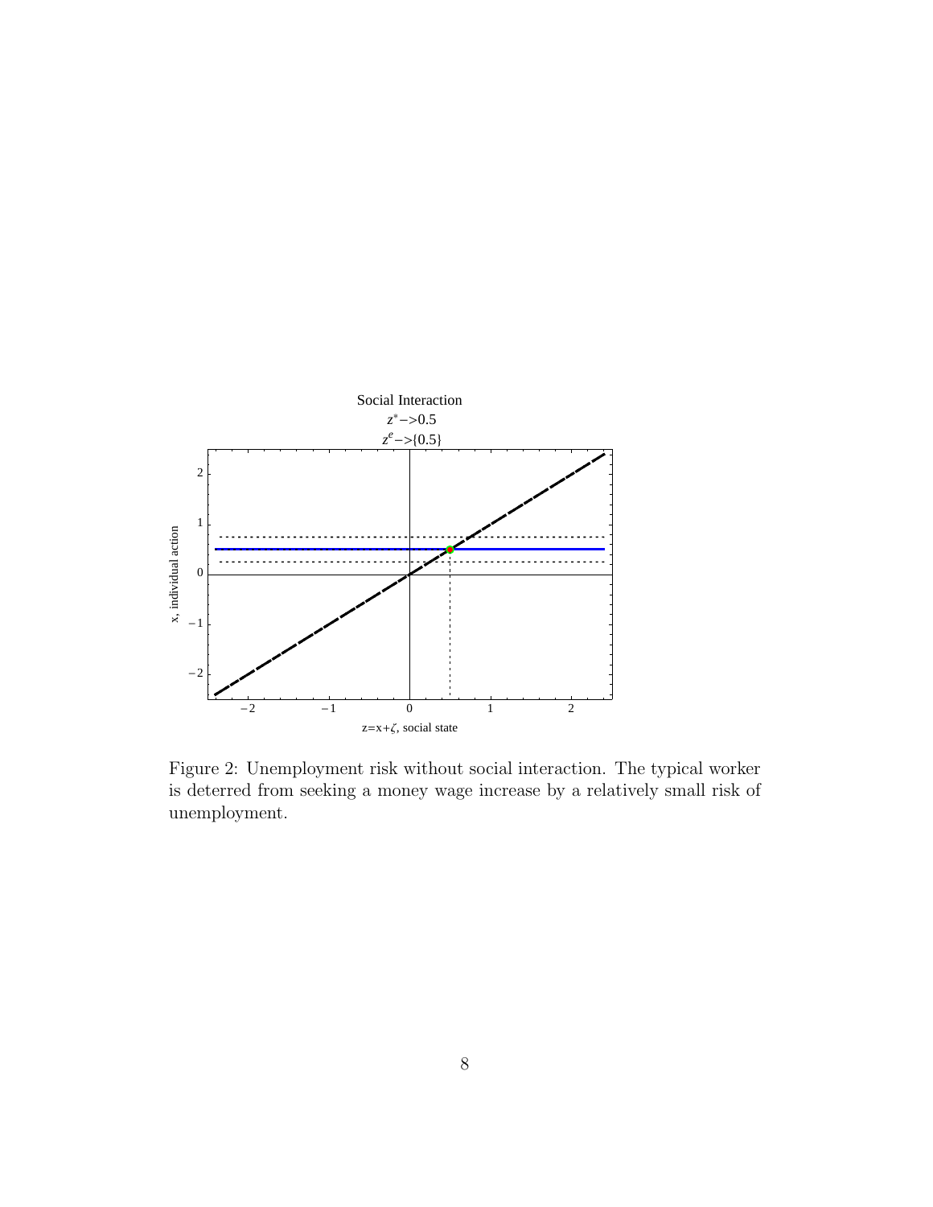Figure 2: Unemployment risk without social interaction. The typical worker is deterred from seeking a money wage increase by a relatively small risk of unemployment.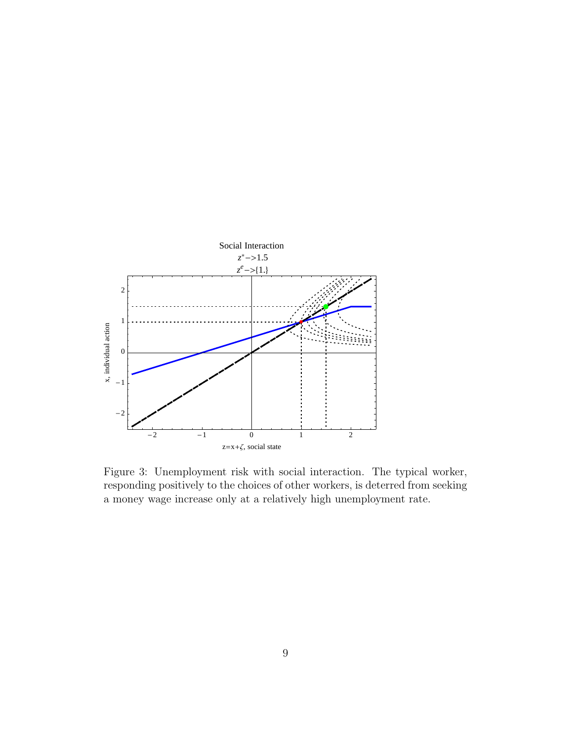Figure 3: Unemployment risk with social interaction. The typical worker, responding positively to the choices of other workers, is deterred from seeking a money wage increase only at a relatively high unemployment rate.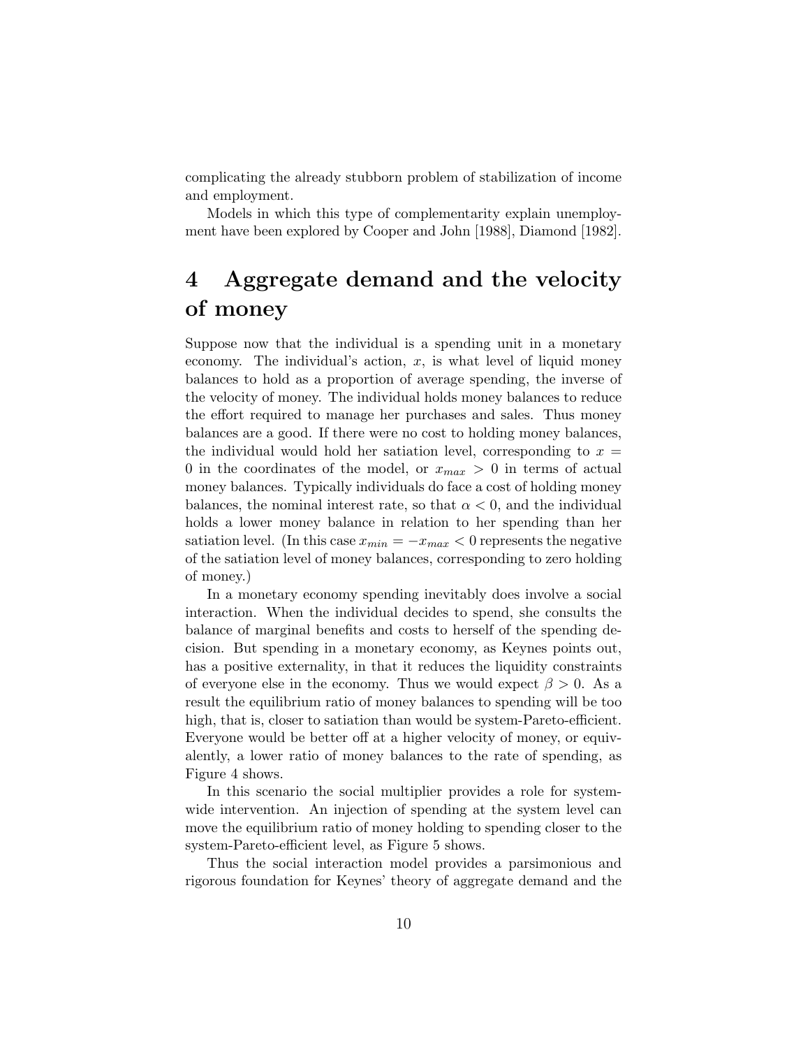complicating the already stubborn problem of stabilization of income and employment.

Models in which this type of complementarity explain unemployment have been explored by Cooper and John [1988], Diamond [1982].

# 4 Aggregate demand and the velocity of money

Suppose now that the individual is a spending unit in a monetary economy. The individual's action, $x$, is what level of liquid money balances to hold as a proportion of average spending, the inverse of the velocity of money. The individual holds money balances to reduce the effort required to manage her purchases and sales. Thus money balances are a good. If there were no cost to holding money balances, the individual would hold her satiation level, corresponding to $x = 0$ in the coordinates of the model, or $x_{max} > 0$ in terms of actual money balances. Typically individuals do face a cost of holding money balances, the nominal interest rate, so that $\alpha < 0$, and the individual holds a lower money balance in relation to her spending than her satiation level. (In this case $x_{min} = -x_{max} < 0$ represents the negative of the satiation level of money balances, corresponding to zero holding of money.)

In a monetary economy spending inevitably does involve a social interaction. When the individual decides to spend, she consults the balance of marginal benefits and costs to herself of the spending decision. But spending in a monetary economy, as Keynes points out, has a positive externality, in that it reduces the liquidity constraints of everyone else in the economy. Thus we would expect $\beta > 0$. As a result the equilibrium ratio of money balances to spending will be too high, that is, closer to satiation than would be system-Pareto-efficient. Everyone would be better off at a higher velocity of money, or equivalently, a lower ratio of money balances to the rate of spending, as Figure 4 shows.

In this scenario the social multiplier provides a role for system-wide intervention. An injection of spending at the system level can move the equilibrium ratio of money holding to spending closer to the system-Pareto-efficient level, as Figure 5 shows.

Thus the social interaction model provides a parsimonious and rigorous foundation for Keynes' theory of aggregate demand and the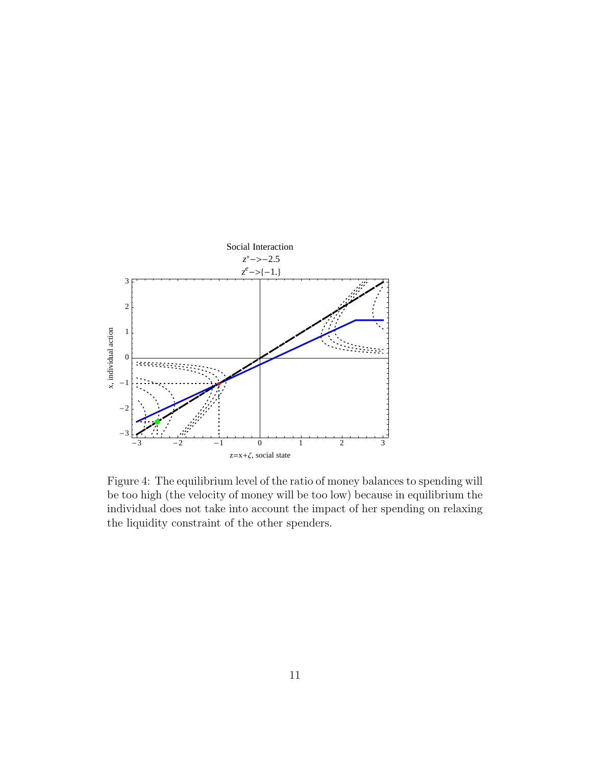Figure 4: The equilibrium level of the ratio of money balances to spending will be too high (the velocity of money will be too low) because in equilibrium the individual does not take into account the impact of her spending on relaxing the liquidity constraint of the other spenders.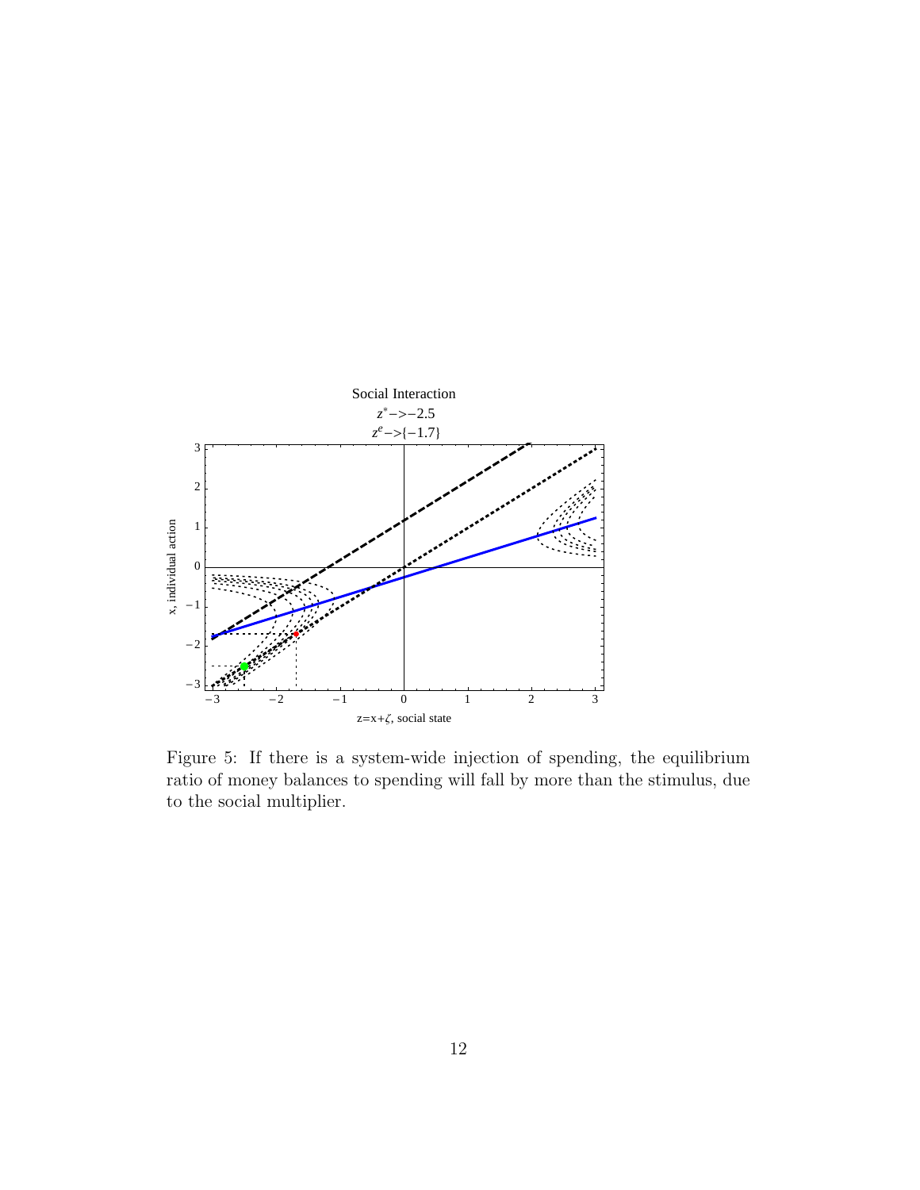Figure 5: If there is a system-wide injection of spending, the equilibrium ratio of money balances to spending will fall by more than the stimulus, due to the social multiplier.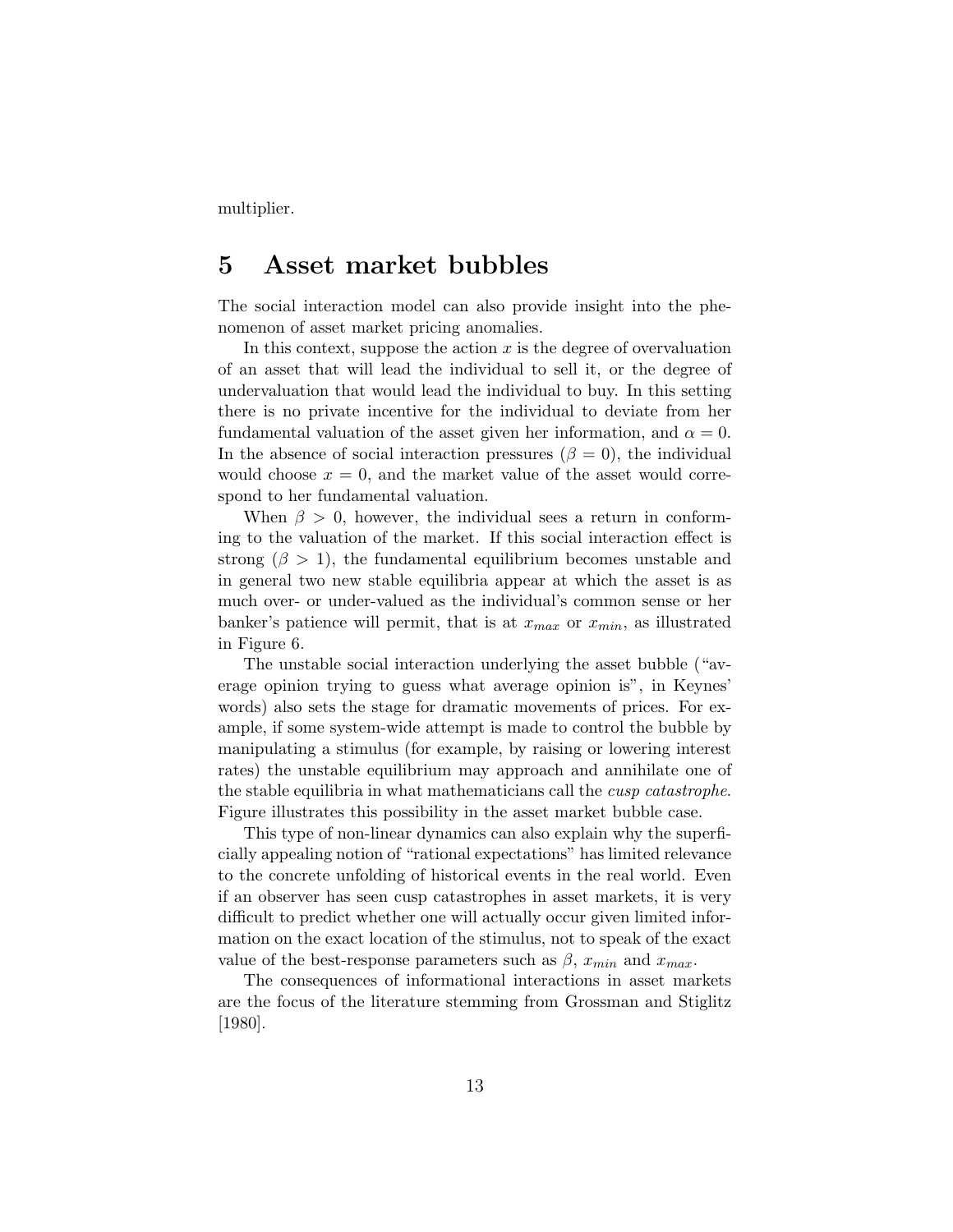multiplier.

## 5 Asset market bubbles

The social interaction model can also provide insight into the phenomenon of asset market pricing anomalies.

In this context, suppose the action $x$ is the degree of overvaluation of an asset that will lead the individual to sell it, or the degree of undervaluation that would lead the individual to buy. In this setting there is no private incentive for the individual to deviate from her fundamental valuation of the asset given her information, and $\alpha = 0$. In the absence of social interaction pressures ($\beta = 0$), the individual would choose $x = 0$, and the market value of the asset would correspond to her fundamental valuation.

When $\beta > 0$, however, the individual sees a return in conforming to the valuation of the market. If this social interaction effect is strong ($\beta > 1$), the fundamental equilibrium becomes unstable and in general two new stable equilibria appear at which the asset is as much over- or under-valued as the individual's common sense or her banker's patience will permit, that is at $x_{max}$ or $x_{min}$, as illustrated in Figure 6.

The unstable social interaction underlying the asset bubble ("average opinion trying to guess what average opinion is", in Keynes' words) also sets the stage for dramatic movements of prices. For example, if some system-wide attempt is made to control the bubble by manipulating a stimulus (for example, by raising or lowering interest rates) the unstable equilibrium may approach and annihilate one of the stable equilibria in what mathematicians call the *cusp catastrophe*. Figure illustrates this possibility in the asset market bubble case.

This type of non-linear dynamics can also explain why the superficially appealing notion of "rational expectations" has limited relevance to the concrete unfolding of historical events in the real world. Even if an observer has seen cusp catastrophes in asset markets, it is very difficult to predict whether one will actually occur given limited information on the exact location of the stimulus, not to speak of the exact value of the best-response parameters such as $\beta$, $x_{min}$ and $x_{max}$.

The consequences of informational interactions in asset markets are the focus of the literature stemming from Grossman and Stiglitz [1980].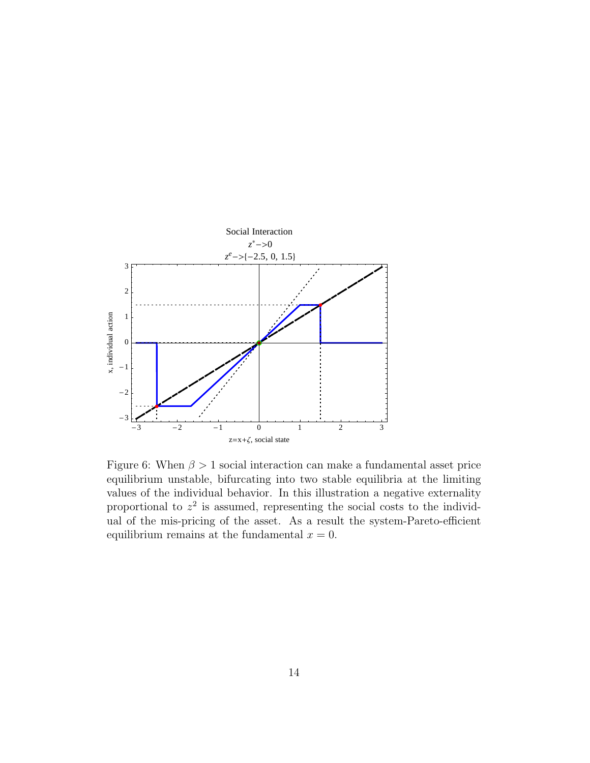Figure 6: When $\beta > 1$ social interaction can make a fundamental asset price equilibrium unstable, bifurcating into two stable equilibria at the limiting values of the individual behavior. In this illustration a negative externality proportional to $z^2$ is assumed, representing the social costs to the individual of the mis-pricing of the asset. As a result the system-Pareto-efficient equilibrium remains at the fundamental $x = 0$.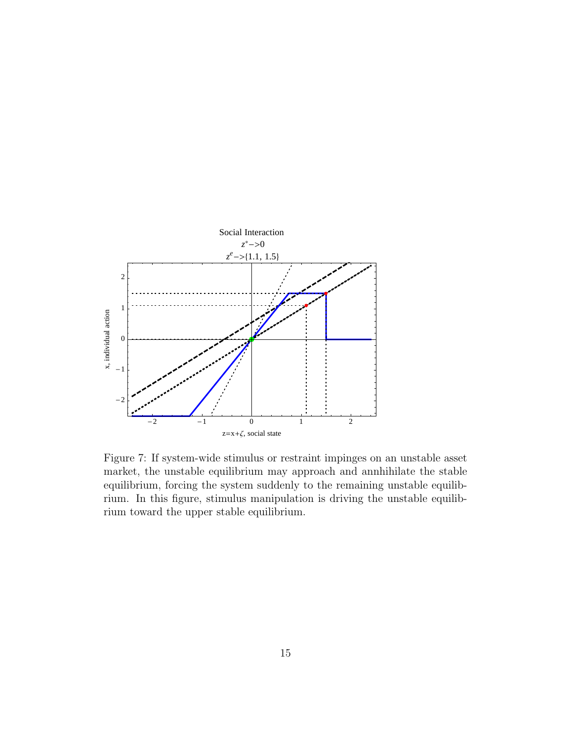Figure 7: If system-wide stimulus or restraint impinges on an unstable asset market, the unstable equilibrium may approach and annhihilate the stable equilibrium, forcing the system suddenly to the remaining unstable equilibrium. In this figure, stimulus manipulation is driving the unstable equilibrium toward the upper stable equilibrium.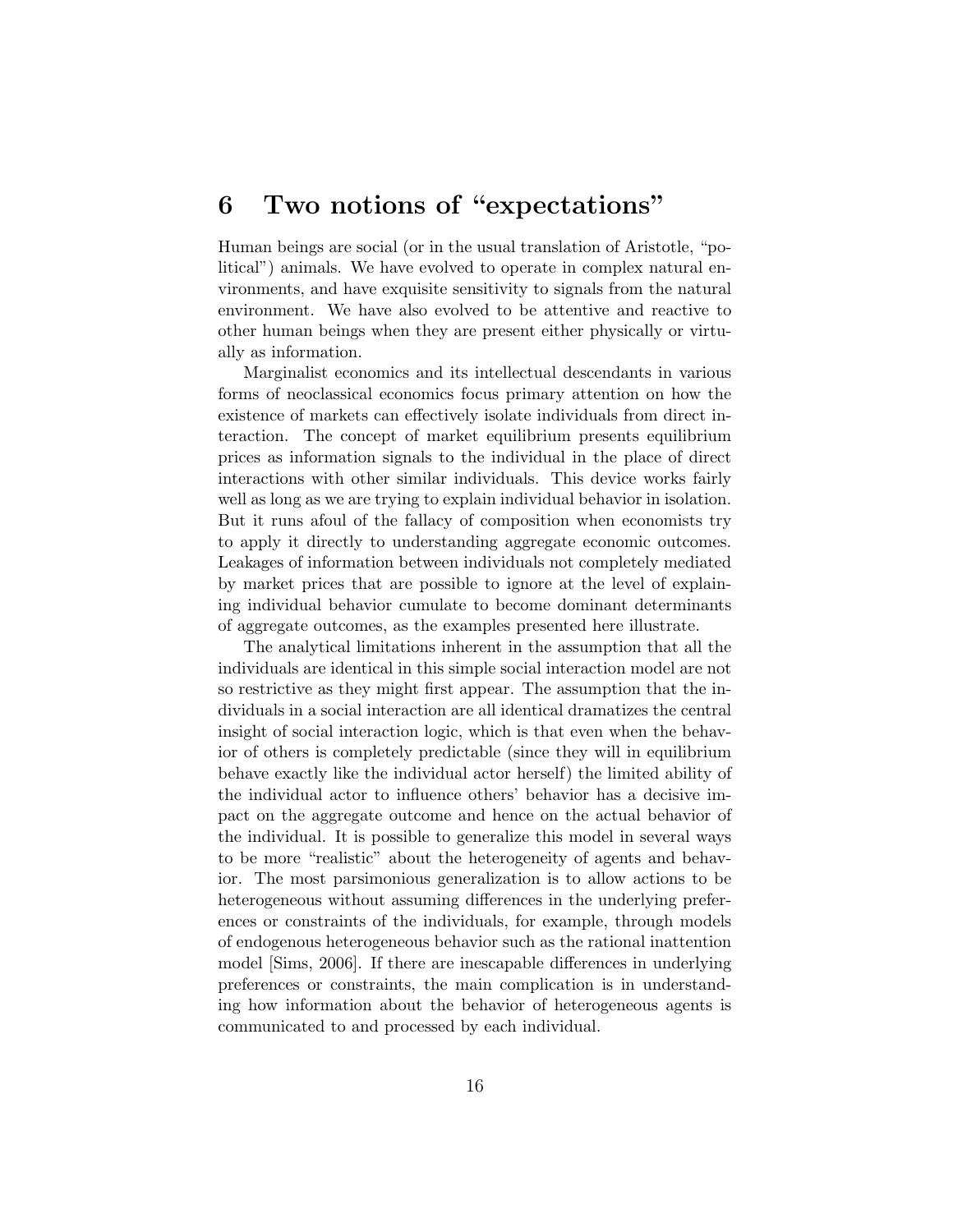# 6 Two notions of "expectations"

Human beings are social (or in the usual translation of Aristotle, "political") animals. We have evolved to operate in complex natural environments, and have exquisite sensitivity to signals from the natural environment. We have also evolved to be attentive and reactive to other human beings when they are present either physically or virtually as information.

Marginalist economics and its intellectual descendants in various forms of neoclassical economics focus primary attention on how the existence of markets can effectively isolate individuals from direct interaction. The concept of market equilibrium presents equilibrium prices as information signals to the individual in the place of direct interactions with other similar individuals. This device works fairly well as long as we are trying to explain individual behavior in isolation. But it runs afoul of the fallacy of composition when economists try to apply it directly to understanding aggregate economic outcomes. Leakages of information between individuals not completely mediated by market prices that are possible to ignore at the level of explaining individual behavior cumulate to become dominant determinants of aggregate outcomes, as the examples presented here illustrate.

The analytical limitations inherent in the assumption that all the individuals are identical in this simple social interaction model are not so restrictive as they might first appear. The assumption that the individuals in a social interaction are all identical dramatizes the central insight of social interaction logic, which is that even when the behavior of others is completely predictable (since they will in equilibrium behave exactly like the individual actor herself) the limited ability of the individual actor to influence others' behavior has a decisive impact on the aggregate outcome and hence on the actual behavior of the individual. It is possible to generalize this model in several ways to be more "realistic" about the heterogeneity of agents and behavior. The most parsimonious generalization is to allow actions to be heterogeneous without assuming differences in the underlying preferences or constraints of the individuals, for example, through models of endogenous heterogeneous behavior such as the rational inattention model [Sims, 2006]. If there are inescapable differences in underlying preferences or constraints, the main complication is in understanding how information about the behavior of heterogeneous agents is communicated to and processed by each individual.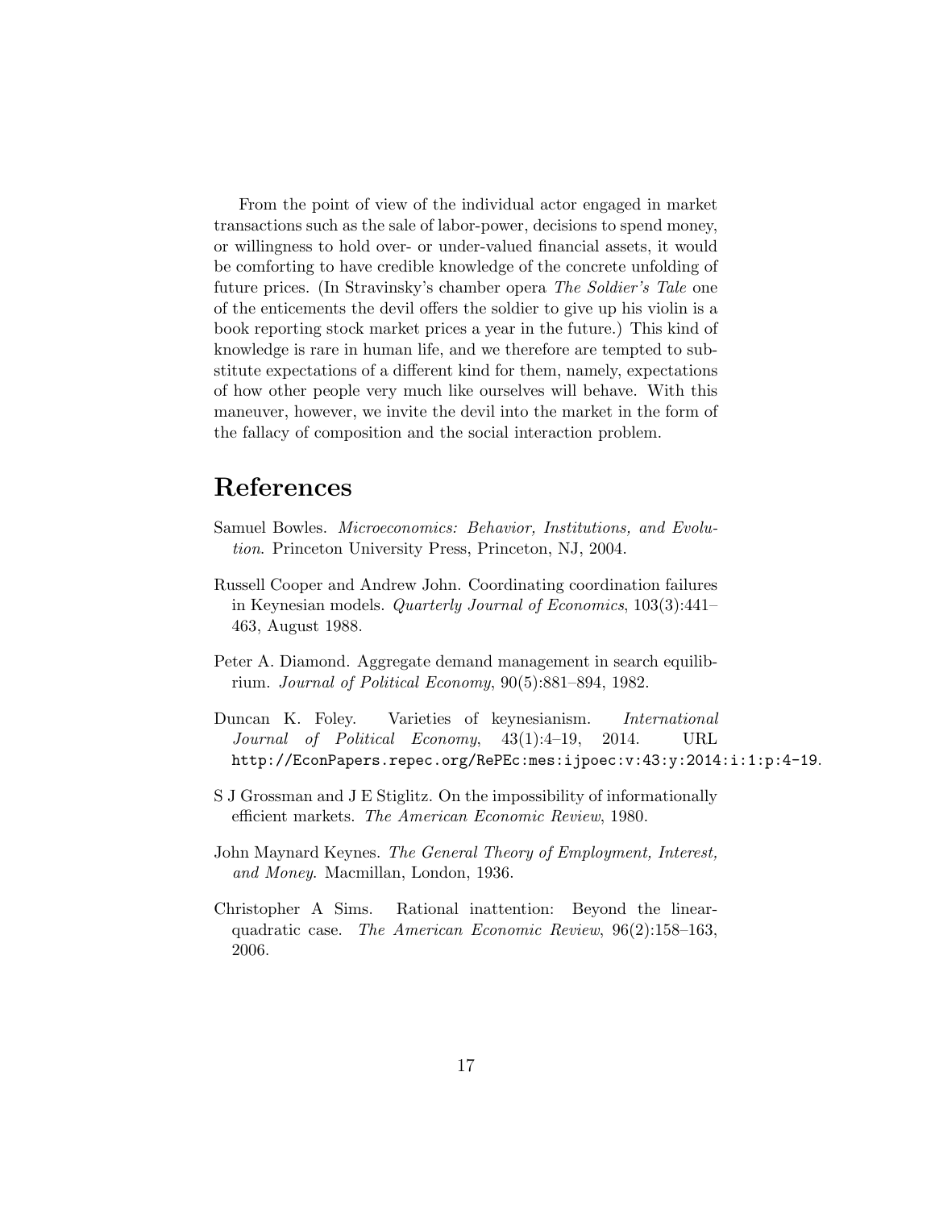From the point of view of the individual actor engaged in market transactions such as the sale of labor-power, decisions to spend money, or willingness to hold over- or under-valued financial assets, it would be comforting to have credible knowledge of the concrete unfolding of future prices. (In Stravinsky's chamber opera *The Soldier's Tale* one of the enticements the devil offers the soldier to give up his violin is a book reporting stock market prices a year in the future.) This kind of knowledge is rare in human life, and we therefore are tempted to substitute expectations of a different kind for them, namely, expectations of how other people very much like ourselves will behave. With this maneuver, however, we invite the devil into the market in the form of the fallacy of composition and the social interaction problem.

# References

Samuel Bowles. *Microeconomics: Behavior, Institutions, and Evolution*. Princeton University Press, Princeton, NJ, 2004.

Russell Cooper and Andrew John. Coordinating coordination failures in Keynesian models. *Quarterly Journal of Economics*, 103(3):441–463, August 1988.

Peter A. Diamond. Aggregate demand management in search equilibrium. *Journal of Political Economy*, 90(5):881–894, 1982.

Duncan K. Foley. Varieties of keynesianism. *International Journal of Political Economy*, 43(1):4–19, 2014. URL `http://EconPapers.repec.org/RePEc:mes:ijpoec:v:43:y:2014:i:1:p:4-19`.

S J Grossman and J E Stiglitz. On the impossibility of informationally efficient markets. *The American Economic Review*, 1980.

John Maynard Keynes. *The General Theory of Employment, Interest, and Money*. Macmillan, London, 1936.

Christopher A Sims. Rational inattention: Beyond the linear-quadratic case. *The American Economic Review*, 96(2):158–163, 2006.